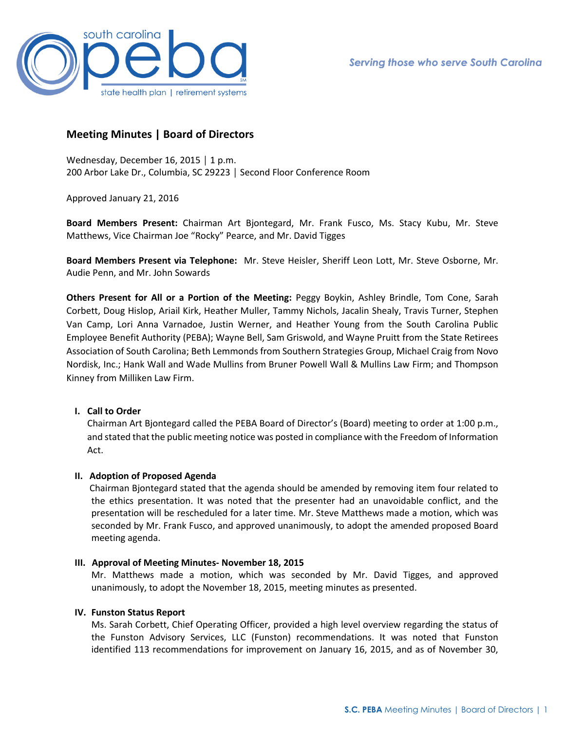south carolina peba
state health plan | retirement systems

*Serving those who serve South Carolina*

## Meeting Minutes | Board of Directors

Wednesday, December 16, 2015 │ 1 p.m.
200 Arbor Lake Dr., Columbia, SC 29223 │ Second Floor Conference Room

Approved January 21, 2016

**Board Members Present:** Chairman Art Bjontegard, Mr. Frank Fusco, Ms. Stacy Kubu, Mr. Steve Matthews, Vice Chairman Joe "Rocky" Pearce, and Mr. David Tigges

**Board Members Present via Telephone:** Mr. Steve Heisler, Sheriff Leon Lott, Mr. Steve Osborne, Mr. Audie Penn, and Mr. John Sowards

**Others Present for All or a Portion of the Meeting:** Peggy Boykin, Ashley Brindle, Tom Cone, Sarah Corbett, Doug Hislop, Ariail Kirk, Heather Muller, Tammy Nichols, Jacalin Shealy, Travis Turner, Stephen Van Camp, Lori Anna Varnadoe, Justin Werner, and Heather Young from the South Carolina Public Employee Benefit Authority (PEBA); Wayne Bell, Sam Griswold, and Wayne Pruitt from the State Retirees Association of South Carolina; Beth Lemmonds from Southern Strategies Group, Michael Craig from Novo Nordisk, Inc.; Hank Wall and Wade Mullins from Bruner Powell Wall & Mullins Law Firm; and Thompson Kinney from Milliken Law Firm.

### I. Call to Order

Chairman Art Bjontegard called the PEBA Board of Director's (Board) meeting to order at 1:00 p.m., and stated that the public meeting notice was posted in compliance with the Freedom of Information Act.

### II. Adoption of Proposed Agenda

Chairman Bjontegard stated that the agenda should be amended by removing item four related to the ethics presentation. It was noted that the presenter had an unavoidable conflict, and the presentation will be rescheduled for a later time. Mr. Steve Matthews made a motion, which was seconded by Mr. Frank Fusco, and approved unanimously, to adopt the amended proposed Board meeting agenda.

### III. Approval of Meeting Minutes- November 18, 2015

Mr. Matthews made a motion, which was seconded by Mr. David Tigges, and approved unanimously, to adopt the November 18, 2015, meeting minutes as presented.

### IV. Funston Status Report

Ms. Sarah Corbett, Chief Operating Officer, provided a high level overview regarding the status of the Funston Advisory Services, LLC (Funston) recommendations. It was noted that Funston identified 113 recommendations for improvement on January 16, 2015, and as of November 30,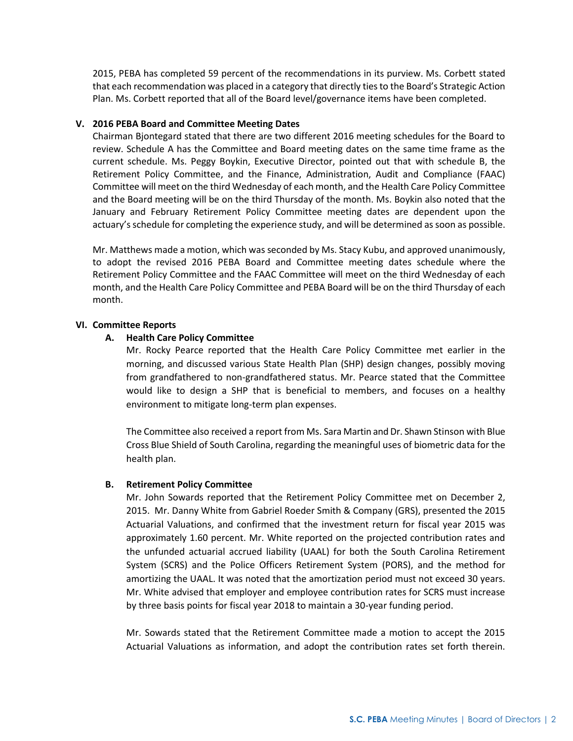2015, PEBA has completed 59 percent of the recommendations in its purview. Ms. Corbett stated that each recommendation was placed in a category that directly ties to the Board's Strategic Action Plan. Ms. Corbett reported that all of the Board level/governance items have been completed.

## V. 2016 PEBA Board and Committee Meeting Dates

Chairman Bjontegard stated that there are two different 2016 meeting schedules for the Board to review. Schedule A has the Committee and Board meeting dates on the same time frame as the current schedule. Ms. Peggy Boykin, Executive Director, pointed out that with schedule B, the Retirement Policy Committee, and the Finance, Administration, Audit and Compliance (FAAC) Committee will meet on the third Wednesday of each month, and the Health Care Policy Committee and the Board meeting will be on the third Thursday of the month. Ms. Boykin also noted that the January and February Retirement Policy Committee meeting dates are dependent upon the actuary's schedule for completing the experience study, and will be determined as soon as possible.

Mr. Matthews made a motion, which was seconded by Ms. Stacy Kubu, and approved unanimously, to adopt the revised 2016 PEBA Board and Committee meeting dates schedule where the Retirement Policy Committee and the FAAC Committee will meet on the third Wednesday of each month, and the Health Care Policy Committee and PEBA Board will be on the third Thursday of each month.

## VI. Committee Reports

### A. Health Care Policy Committee

Mr. Rocky Pearce reported that the Health Care Policy Committee met earlier in the morning, and discussed various State Health Plan (SHP) design changes, possibly moving from grandfathered to non-grandfathered status. Mr. Pearce stated that the Committee would like to design a SHP that is beneficial to members, and focuses on a healthy environment to mitigate long-term plan expenses.

The Committee also received a report from Ms. Sara Martin and Dr. Shawn Stinson with Blue Cross Blue Shield of South Carolina, regarding the meaningful uses of biometric data for the health plan.

### B. Retirement Policy Committee

Mr. John Sowards reported that the Retirement Policy Committee met on December 2, 2015. Mr. Danny White from Gabriel Roeder Smith & Company (GRS), presented the 2015 Actuarial Valuations, and confirmed that the investment return for fiscal year 2015 was approximately 1.60 percent. Mr. White reported on the projected contribution rates and the unfunded actuarial accrued liability (UAAL) for both the South Carolina Retirement System (SCRS) and the Police Officers Retirement System (PORS), and the method for amortizing the UAAL. It was noted that the amortization period must not exceed 30 years. Mr. White advised that employer and employee contribution rates for SCRS must increase by three basis points for fiscal year 2018 to maintain a 30-year funding period.

Mr. Sowards stated that the Retirement Committee made a motion to accept the 2015 Actuarial Valuations as information, and adopt the contribution rates set forth therein.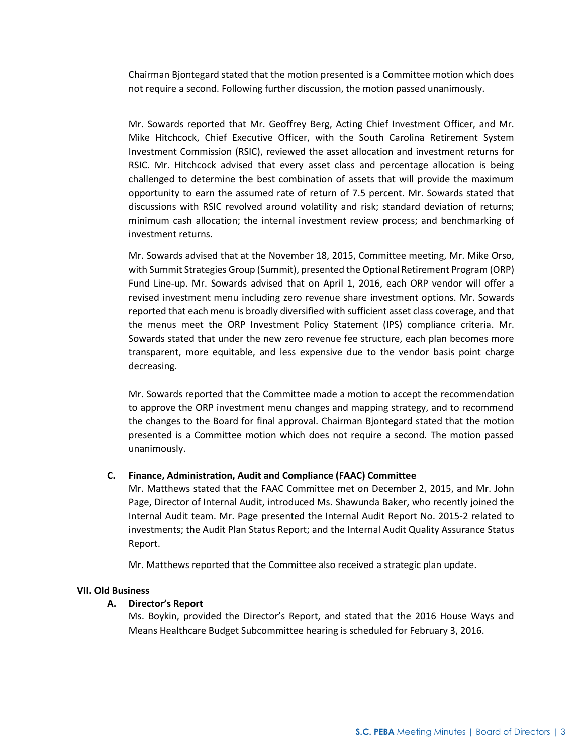Chairman Bjontegard stated that the motion presented is a Committee motion which does not require a second. Following further discussion, the motion passed unanimously.

Mr. Sowards reported that Mr. Geoffrey Berg, Acting Chief Investment Officer, and Mr. Mike Hitchcock, Chief Executive Officer, with the South Carolina Retirement System Investment Commission (RSIC), reviewed the asset allocation and investment returns for RSIC. Mr. Hitchcock advised that every asset class and percentage allocation is being challenged to determine the best combination of assets that will provide the maximum opportunity to earn the assumed rate of return of 7.5 percent. Mr. Sowards stated that discussions with RSIC revolved around volatility and risk; standard deviation of returns; minimum cash allocation; the internal investment review process; and benchmarking of investment returns.

Mr. Sowards advised that at the November 18, 2015, Committee meeting, Mr. Mike Orso, with Summit Strategies Group (Summit), presented the Optional Retirement Program (ORP) Fund Line-up. Mr. Sowards advised that on April 1, 2016, each ORP vendor will offer a revised investment menu including zero revenue share investment options. Mr. Sowards reported that each menu is broadly diversified with sufficient asset class coverage, and that the menus meet the ORP Investment Policy Statement (IPS) compliance criteria. Mr. Sowards stated that under the new zero revenue fee structure, each plan becomes more transparent, more equitable, and less expensive due to the vendor basis point charge decreasing.

Mr. Sowards reported that the Committee made a motion to accept the recommendation to approve the ORP investment menu changes and mapping strategy, and to recommend the changes to the Board for final approval. Chairman Bjontegard stated that the motion presented is a Committee motion which does not require a second. The motion passed unanimously.

### C. Finance, Administration, Audit and Compliance (FAAC) Committee

Mr. Matthews stated that the FAAC Committee met on December 2, 2015, and Mr. John Page, Director of Internal Audit, introduced Ms. Shawunda Baker, who recently joined the Internal Audit team. Mr. Page presented the Internal Audit Report No. 2015-2 related to investments; the Audit Plan Status Report; and the Internal Audit Quality Assurance Status Report.

Mr. Matthews reported that the Committee also received a strategic plan update.

## VII. Old Business

### A. Director's Report

Ms. Boykin, provided the Director's Report, and stated that the 2016 House Ways and Means Healthcare Budget Subcommittee hearing is scheduled for February 3, 2016.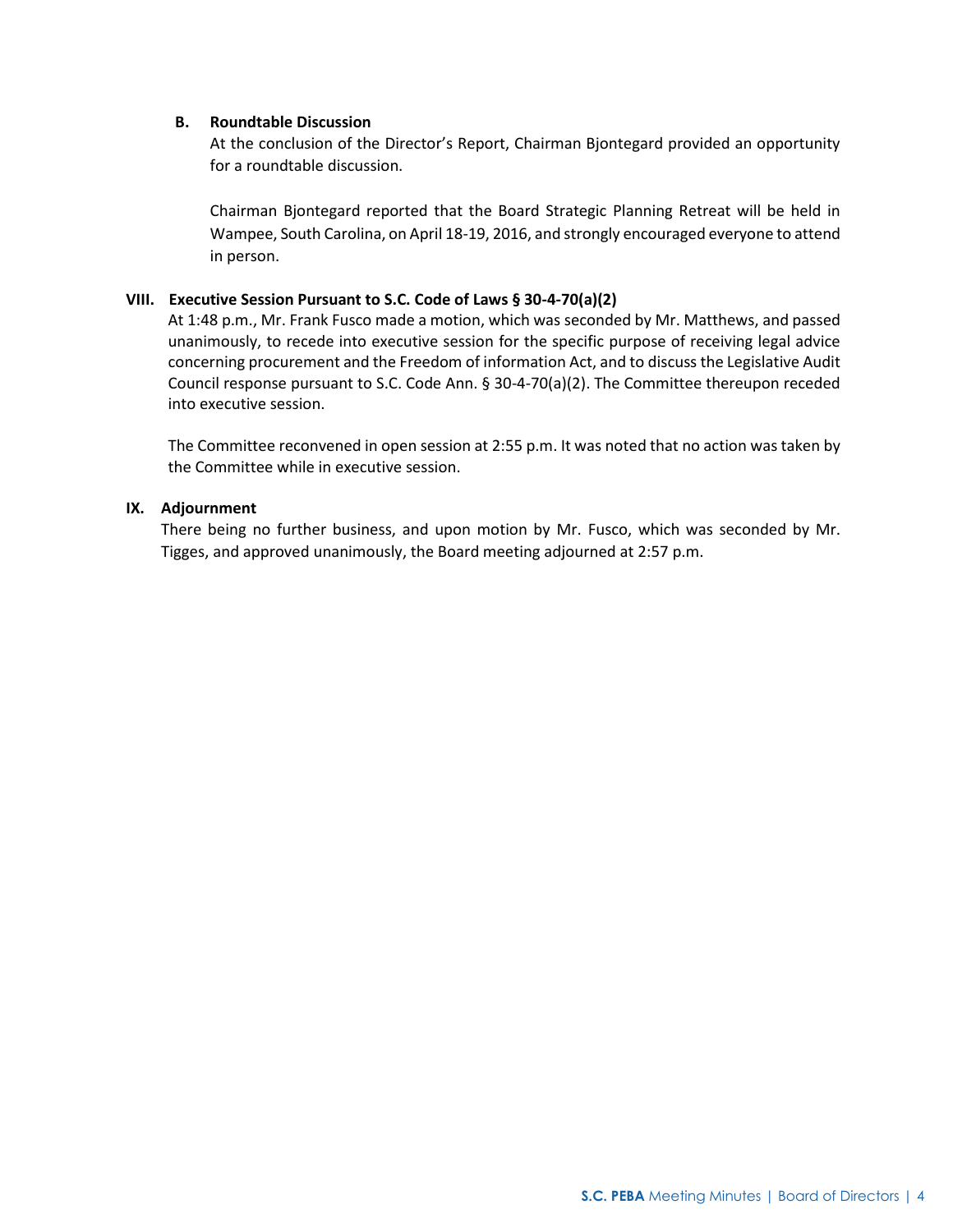### B. Roundtable Discussion

At the conclusion of the Director's Report, Chairman Bjontegard provided an opportunity for a roundtable discussion.

Chairman Bjontegard reported that the Board Strategic Planning Retreat will be held in Wampee, South Carolina, on April 18-19, 2016, and strongly encouraged everyone to attend in person.

## VIII. Executive Session Pursuant to S.C. Code of Laws § 30-4-70(a)(2)

At 1:48 p.m., Mr. Frank Fusco made a motion, which was seconded by Mr. Matthews, and passed unanimously, to recede into executive session for the specific purpose of receiving legal advice concerning procurement and the Freedom of information Act, and to discuss the Legislative Audit Council response pursuant to S.C. Code Ann. § 30-4-70(a)(2). The Committee thereupon receded into executive session.

The Committee reconvened in open session at 2:55 p.m. It was noted that no action was taken by the Committee while in executive session.

## IX. Adjournment

There being no further business, and upon motion by Mr. Fusco, which was seconded by Mr. Tigges, and approved unanimously, the Board meeting adjourned at 2:57 p.m.